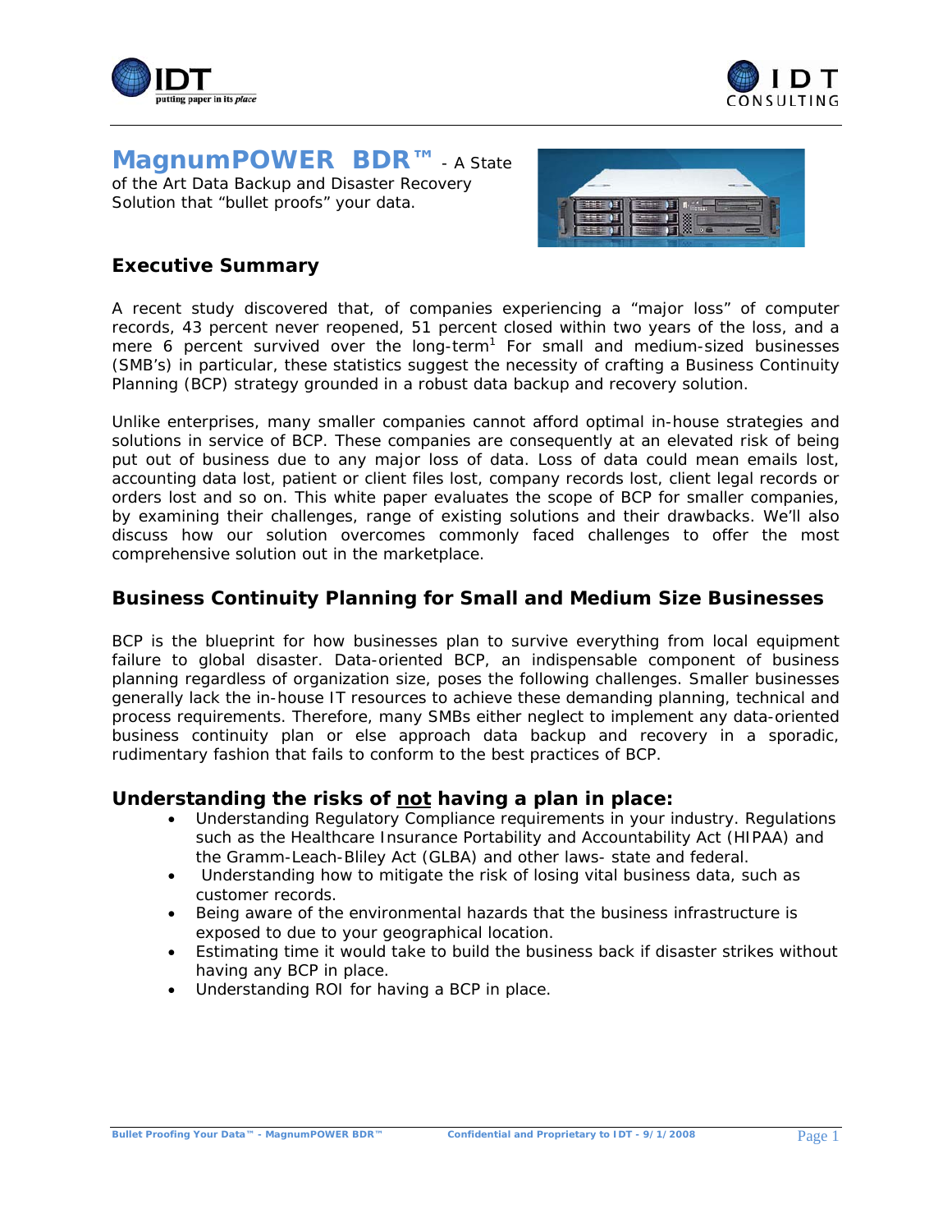# MagnumPOWER BDR™ - A State of the Art Data Backup and Disaster Recovery Solution that "bullet proofs" your data.

## Executive Summary

A recent study discovered that, of companies experiencing a "major loss" of computer records, 43 percent never reopened, 51 percent closed within two years of the loss, and a mere 6 percent survived over the long-term[1] For small and medium-sized businesses (SMB's) in particular, these statistics suggest the necessity of crafting a Business Continuity Planning (BCP) strategy grounded in a robust data backup and recovery solution.

Unlike enterprises, many smaller companies cannot afford optimal in-house strategies and solutions in service of BCP. These companies are consequently at an elevated risk of being put out of business due to any major loss of data. Loss of data could mean emails lost, accounting data lost, patient or client files lost, company records lost, client legal records or orders lost and so on. This white paper evaluates the scope of BCP for smaller companies, by examining their challenges, range of existing solutions and their drawbacks. We'll also discuss how our solution overcomes commonly faced challenges to offer the most comprehensive solution out in the marketplace.

## Business Continuity Planning for Small and Medium Size Businesses

BCP is the blueprint for how businesses plan to survive everything from local equipment failure to global disaster. Data-oriented BCP, an indispensable component of business planning regardless of organization size, poses the following challenges. Smaller businesses generally lack the in-house IT resources to achieve these demanding planning, technical and process requirements. Therefore, many SMBs either neglect to implement any data-oriented business continuity plan or else approach data backup and recovery in a sporadic, rudimentary fashion that fails to conform to the best practices of BCP.

## Understanding the risks of <u>not</u> having a plan in place:

- Understanding Regulatory Compliance requirements in your industry. Regulations such as the Healthcare Insurance Portability and Accountability Act (HIPAA) and the Gramm-Leach-Bliley Act (GLBA) and other laws- state and federal.
- Understanding how to mitigate the risk of losing vital business data, such as customer records.
- Being aware of the environmental hazards that the business infrastructure is exposed to due to your geographical location.
- Estimating time it would take to build the business back if disaster strikes without having any BCP in place.
- Understanding ROI for having a BCP in place.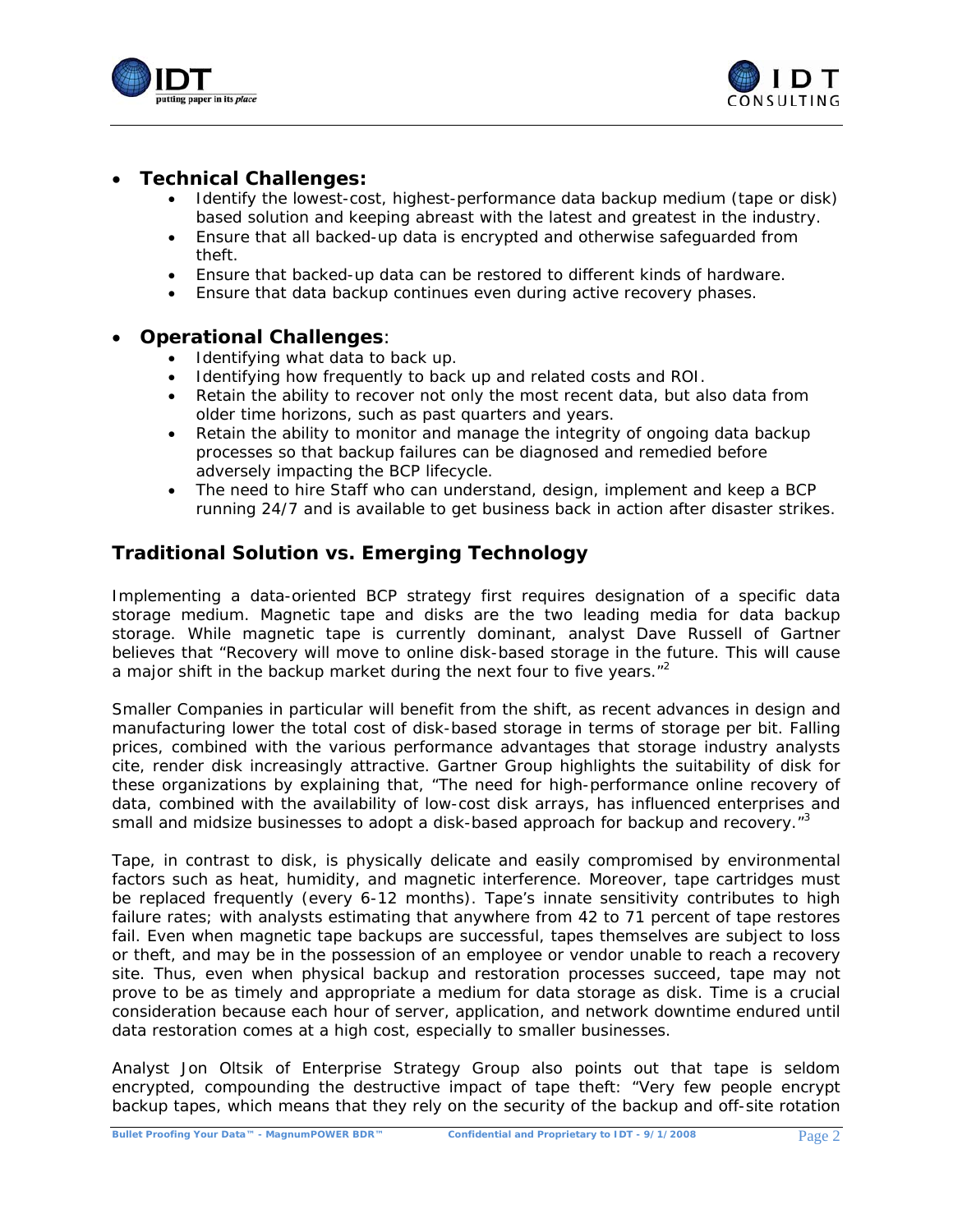- **Technical Challenges:**
  - Identify the lowest-cost, highest-performance data backup medium (tape or disk) based solution and keeping abreast with the latest and greatest in the industry.
  - Ensure that all backed-up data is encrypted and otherwise safeguarded from theft.
  - Ensure that backed-up data can be restored to different kinds of hardware.
  - Ensure that data backup continues even during active recovery phases.

- **Operational Challenges**:
  - Identifying what data to back up.
  - Identifying how frequently to back up and related costs and ROI.
  - Retain the ability to recover not only the most recent data, but also data from older time horizons, such as past quarters and years.
  - Retain the ability to monitor and manage the integrity of ongoing data backup processes so that backup failures can be diagnosed and remedied before adversely impacting the BCP lifecycle.
  - The need to hire Staff who can understand, design, implement and keep a BCP running 24/7 and is available to get business back in action after disaster strikes.

## Traditional Solution vs. Emerging Technology

Implementing a data-oriented BCP strategy first requires designation of a specific data storage medium. Magnetic tape and disks are the two leading media for data backup storage. While magnetic tape is currently dominant, analyst Dave Russell of Gartner believes that "Recovery will move to online disk-based storage in the future. This will cause a major shift in the backup market during the next four to five years."[2]

Smaller Companies in particular will benefit from the shift, as recent advances in design and manufacturing lower the total cost of disk-based storage in terms of storage per bit. Falling prices, combined with the various performance advantages that storage industry analysts cite, render disk increasingly attractive. Gartner Group highlights the suitability of disk for these organizations by explaining that, "The need for high-performance online recovery of data, combined with the availability of low-cost disk arrays, has influenced enterprises and small and midsize businesses to adopt a disk-based approach for backup and recovery."[3]

Tape, in contrast to disk, is physically delicate and easily compromised by environmental factors such as heat, humidity, and magnetic interference. Moreover, tape cartridges must be replaced frequently (every 6-12 months). Tape's innate sensitivity contributes to high failure rates; with analysts estimating that anywhere from 42 to 71 percent of tape restores fail. Even when magnetic tape backups are successful, tapes themselves are subject to loss or theft, and may be in the possession of an employee or vendor unable to reach a recovery site. Thus, even when physical backup and restoration processes succeed, tape may not prove to be as timely and appropriate a medium for data storage as disk. Time is a crucial consideration because each hour of server, application, and network downtime endured until data restoration comes at a high cost, especially to smaller businesses.

Analyst Jon Oltsik of Enterprise Strategy Group also points out that tape is seldom encrypted, compounding the destructive impact of tape theft: "Very few people encrypt backup tapes, which means that they rely on the security of the backup and off-site rotation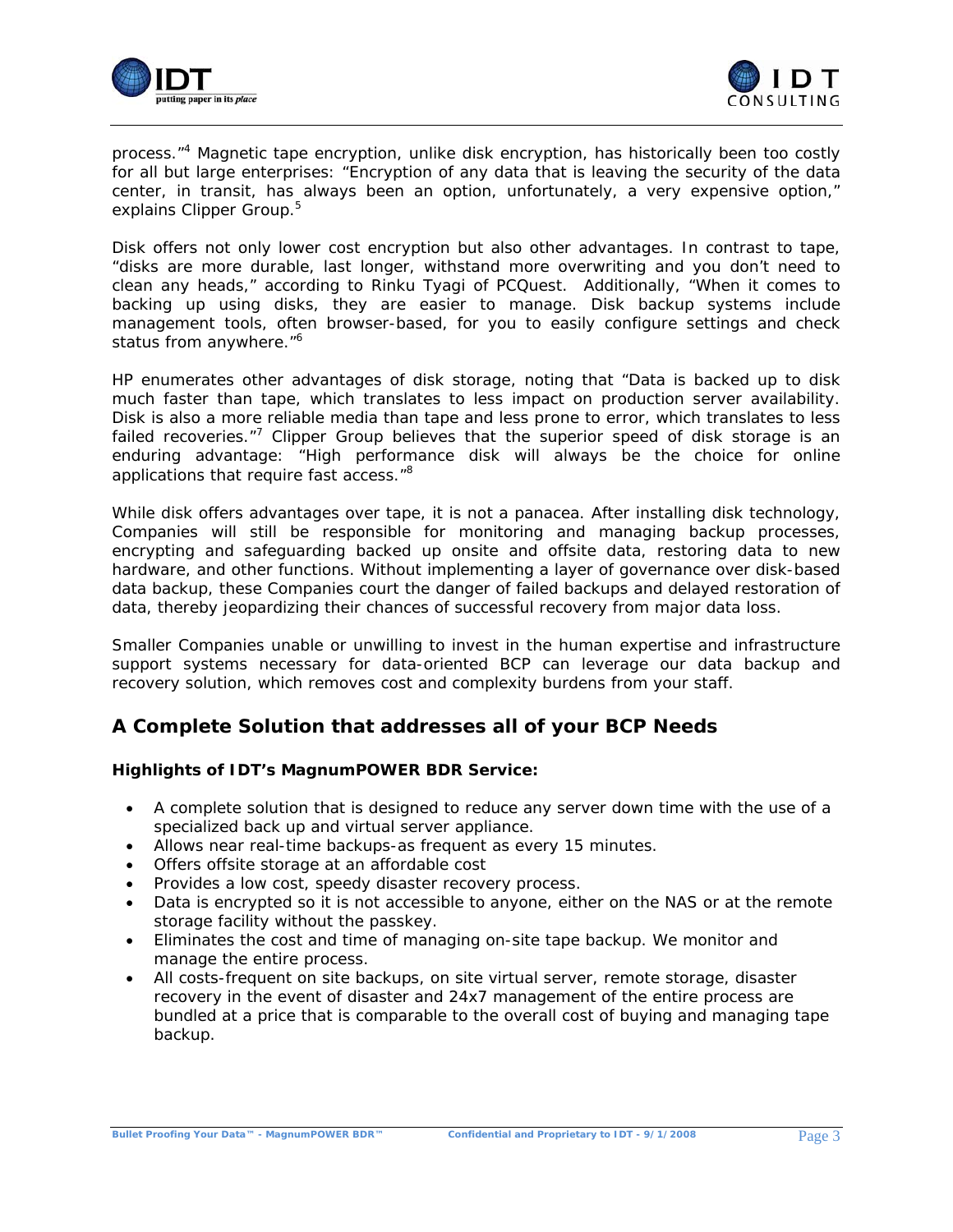process."[4] Magnetic tape encryption, unlike disk encryption, has historically been too costly for all but large enterprises: "Encryption of any data that is leaving the security of the data center, in transit, has always been an option, unfortunately, a very expensive option," explains Clipper Group.[5]

Disk offers not only lower cost encryption but also other advantages. In contrast to tape, "disks are more durable, last longer, withstand more overwriting and you don't need to clean any heads," according to Rinku Tyagi of PCQuest. Additionally, "When it comes to backing up using disks, they are easier to manage. Disk backup systems include management tools, often browser-based, for you to easily configure settings and check status from anywhere."[6]

HP enumerates other advantages of disk storage, noting that "Data is backed up to disk much faster than tape, which translates to less impact on production server availability. Disk is also a more reliable media than tape and less prone to error, which translates to less failed recoveries."[7] Clipper Group believes that the superior speed of disk storage is an enduring advantage: "High performance disk will always be the choice for online applications that require fast access."[8]

While disk offers advantages over tape, it is not a panacea. After installing disk technology, Companies will still be responsible for monitoring and managing backup processes, encrypting and safeguarding backed up onsite and offsite data, restoring data to new hardware, and other functions. Without implementing a layer of governance over disk-based data backup, these Companies court the danger of failed backups and delayed restoration of data, thereby jeopardizing their chances of successful recovery from major data loss.

Smaller Companies unable or unwilling to invest in the human expertise and infrastructure support systems necessary for data-oriented BCP can leverage our data backup and recovery solution, which removes cost and complexity burdens from your staff.

## A Complete Solution that addresses all of your BCP Needs

**Highlights of IDT's MagnumPOWER BDR Service:**

- A complete solution that is designed to reduce any server down time with the use of a specialized back up and virtual server appliance.
- Allows near real-time backups-as frequent as every 15 minutes.
- Offers offsite storage at an affordable cost
- Provides a low cost, speedy disaster recovery process.
- Data is encrypted so it is not accessible to anyone, either on the NAS or at the remote storage facility without the passkey.
- Eliminates the cost and time of managing on-site tape backup. We monitor and manage the entire process.
- All costs-frequent on site backups, on site virtual server, remote storage, disaster recovery in the event of disaster and 24x7 management of the entire process are bundled at a price that is comparable to the overall cost of buying and managing tape backup.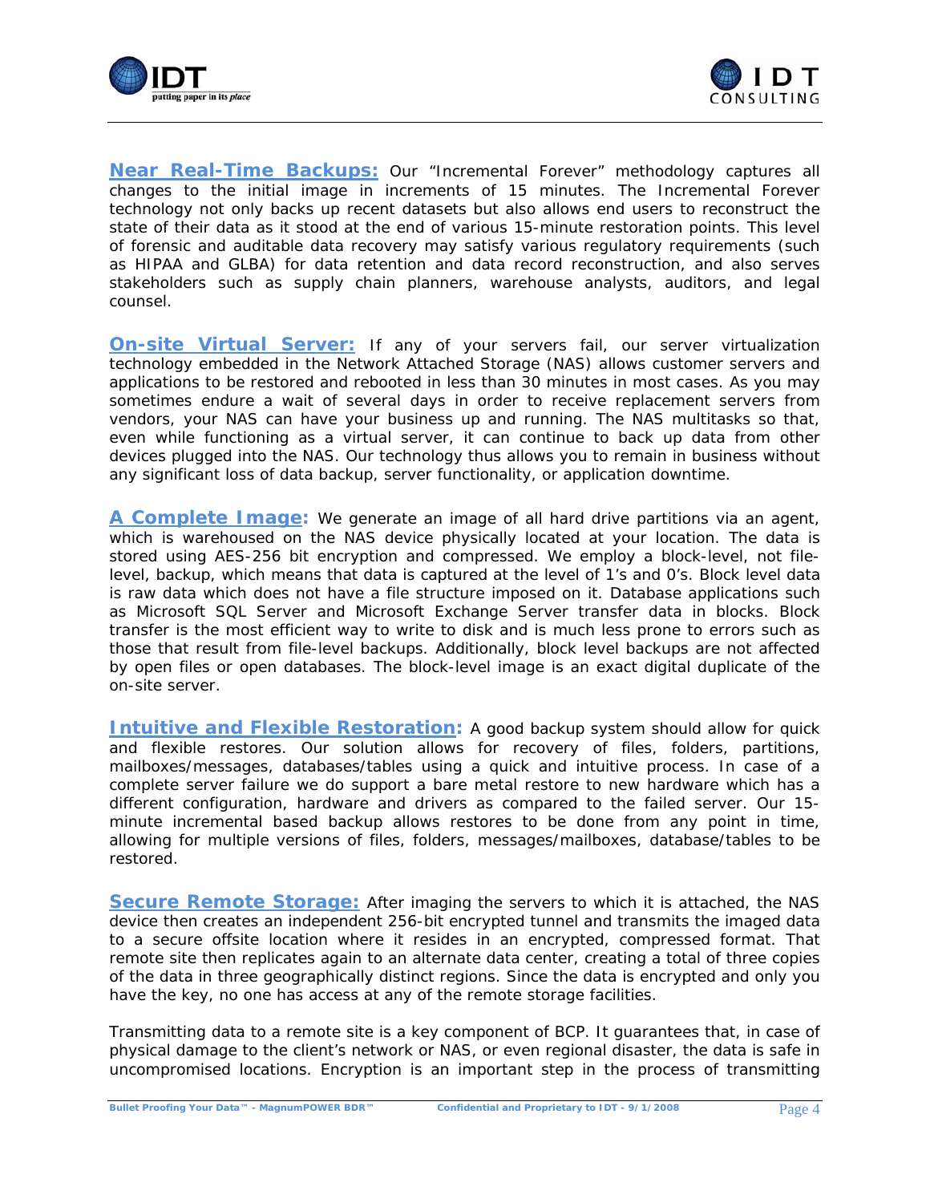**Near Real-Time Backups:** Our "Incremental Forever" methodology captures all changes to the initial image in increments of 15 minutes. The Incremental Forever technology not only backs up recent datasets but also allows end users to reconstruct the state of their data as it stood at the end of various 15-minute restoration points. This level of forensic and auditable data recovery may satisfy various regulatory requirements (such as HIPAA and GLBA) for data retention and data record reconstruction, and also serves stakeholders such as supply chain planners, warehouse analysts, auditors, and legal counsel.

**On-site Virtual Server:** If any of your servers fail, our server virtualization technology embedded in the Network Attached Storage (NAS) allows customer servers and applications to be restored and rebooted in less than 30 minutes in most cases. As you may sometimes endure a wait of several days in order to receive replacement servers from vendors, your NAS can have your business up and running. The NAS multitasks so that, even while functioning as a virtual server, it can continue to back up data from other devices plugged into the NAS. Our technology thus allows you to remain in business without any significant loss of data backup, server functionality, or application downtime.

**A Complete Image:** We generate an image of all hard drive partitions via an agent, which is warehoused on the NAS device physically located at your location. The data is stored using AES-256 bit encryption and compressed. We employ a block-level, not file-level, backup, which means that data is captured at the level of 1's and 0's. Block level data is raw data which does not have a file structure imposed on it. Database applications such as Microsoft SQL Server and Microsoft Exchange Server transfer data in blocks. Block transfer is the most efficient way to write to disk and is much less prone to errors such as those that result from file-level backups. Additionally, block level backups are not affected by open files or open databases. The block-level image is an exact digital duplicate of the on-site server.

**Intuitive and Flexible Restoration:** A good backup system should allow for quick and flexible restores. Our solution allows for recovery of files, folders, partitions, mailboxes/messages, databases/tables using a quick and intuitive process. In case of a complete server failure we do support a bare metal restore to new hardware which has a different configuration, hardware and drivers as compared to the failed server. Our 15-minute incremental based backup allows restores to be done from any point in time, allowing for multiple versions of files, folders, messages/mailboxes, database/tables to be restored.

**Secure Remote Storage:** After imaging the servers to which it is attached, the NAS device then creates an independent 256-bit encrypted tunnel and transmits the imaged data to a secure offsite location where it resides in an encrypted, compressed format. That remote site then replicates again to an alternate data center, creating a total of three copies of the data in three geographically distinct regions. Since the data is encrypted and only you have the key, no one has access at any of the remote storage facilities.

Transmitting data to a remote site is a key component of BCP. It guarantees that, in case of physical damage to the client's network or NAS, or even regional disaster, the data is safe in uncompromised locations. Encryption is an important step in the process of transmitting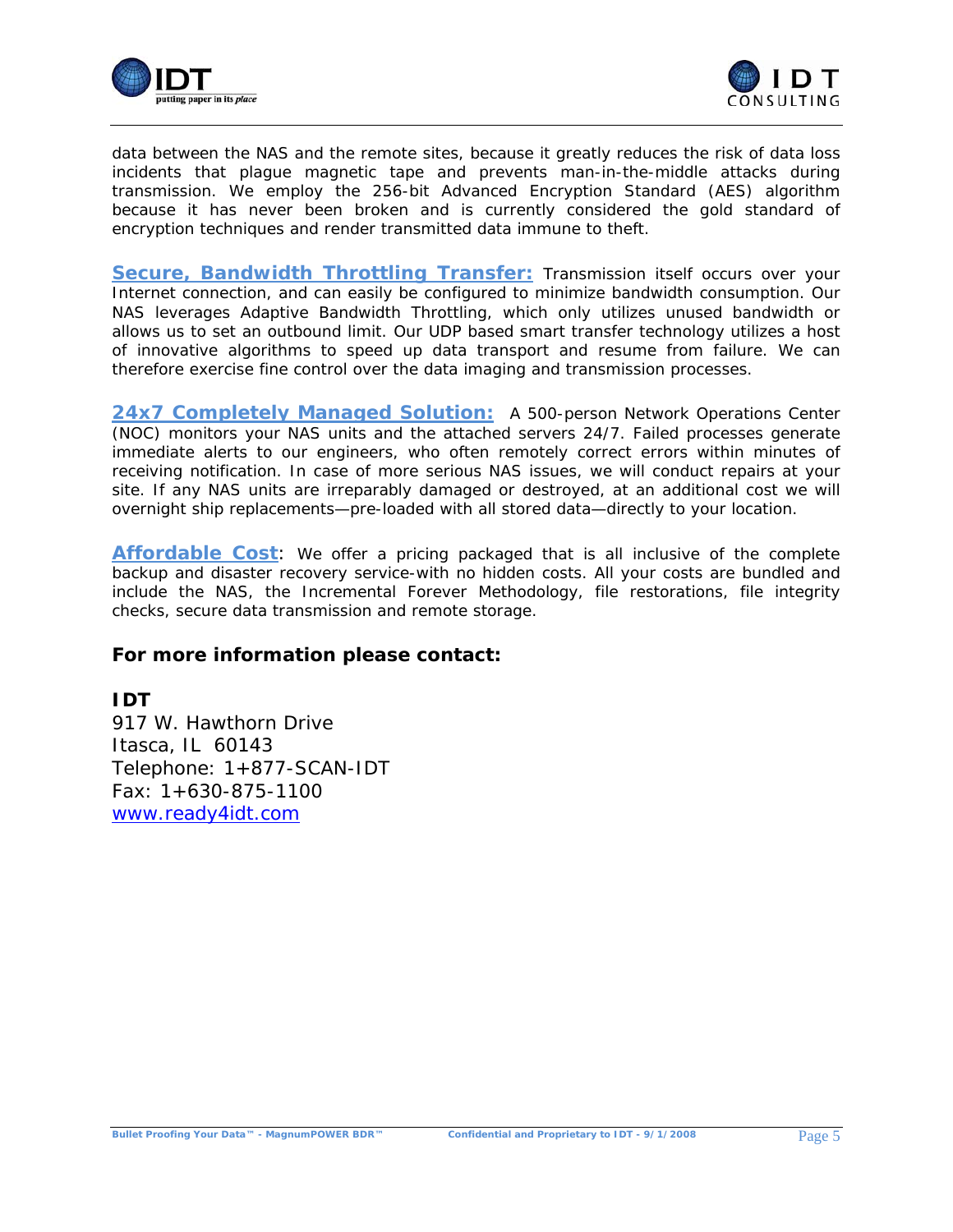data between the NAS and the remote sites, because it greatly reduces the risk of data loss incidents that plague magnetic tape and prevents man-in-the-middle attacks during transmission. We employ the 256-bit Advanced Encryption Standard (AES) algorithm because it has never been broken and is currently considered the gold standard of encryption techniques and render transmitted data immune to theft.

**Secure, Bandwidth Throttling Transfer:** Transmission itself occurs over your Internet connection, and can easily be configured to minimize bandwidth consumption. Our NAS leverages Adaptive Bandwidth Throttling, which only utilizes unused bandwidth or allows us to set an outbound limit. Our UDP based smart transfer technology utilizes a host of innovative algorithms to speed up data transport and resume from failure. We can therefore exercise fine control over the data imaging and transmission processes.

**24x7 Completely Managed Solution:** A 500-person Network Operations Center (NOC) monitors your NAS units and the attached servers 24/7. Failed processes generate immediate alerts to our engineers, who often remotely correct errors within minutes of receiving notification. In case of more serious NAS issues, we will conduct repairs at your site. If any NAS units are irreparably damaged or destroyed, at an additional cost we will overnight ship replacements—pre-loaded with all stored data—directly to your location.

**Affordable Cost**: We offer a pricing packaged that is all inclusive of the complete backup and disaster recovery service-with no hidden costs. All your costs are bundled and include the NAS, the Incremental Forever Methodology, file restorations, file integrity checks, secure data transmission and remote storage.

**For more information please contact:**

**IDT**
917 W. Hawthorn Drive
Itasca, IL 60143
Telephone: 1+877-SCAN-IDT
Fax: 1+630-875-1100
www.ready4idt.com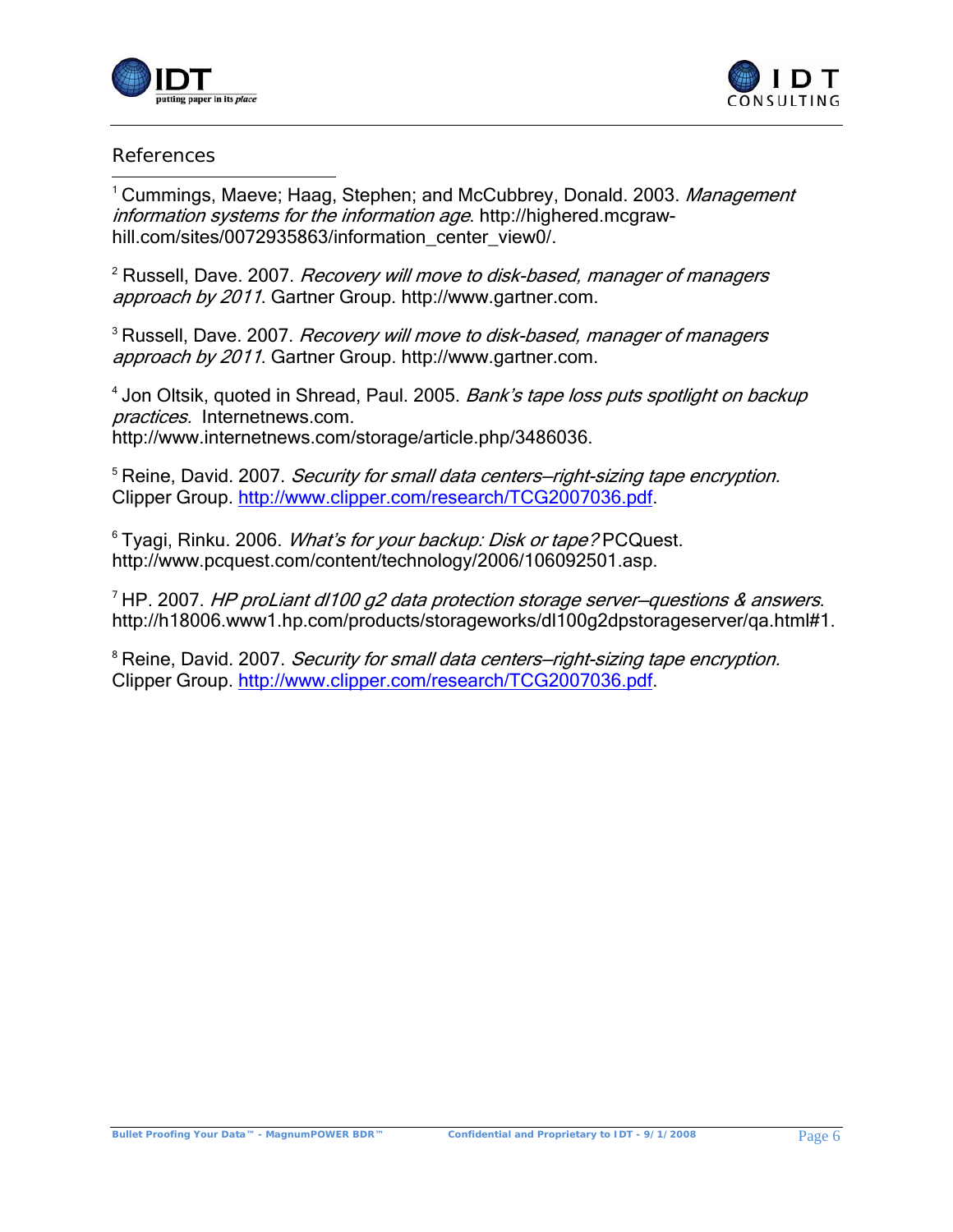## References

[1] Cummings, Maeve; Haag, Stephen; and McCubbrey, Donald. 2003. *Management information systems for the information age*. http://highered.mcgraw-hill.com/sites/0072935863/information_center_view0/.

[2] Russell, Dave. 2007. *Recovery will move to disk-based, manager of managers approach by 2011*. Gartner Group. http://www.gartner.com.

[3] Russell, Dave. 2007. *Recovery will move to disk-based, manager of managers approach by 2011*. Gartner Group. http://www.gartner.com.

[4] Jon Oltsik, quoted in Shread, Paul. 2005. *Bank's tape loss puts spotlight on backup practices.* Internetnews.com. http://www.internetnews.com/storage/article.php/3486036.

[5] Reine, David. 2007. *Security for small data centers—right-sizing tape encryption.* Clipper Group. http://www.clipper.com/research/TCG2007036.pdf.

[6] Tyagi, Rinku. 2006. *What's for your backup: Disk or tape?* PCQuest. http://www.pcquest.com/content/technology/2006/106092501.asp.

[7] HP. 2007. *HP proLiant dl100 g2 data protection storage server—questions & answers*. http://h18006.www1.hp.com/products/storageworks/dl100g2dpstorageserver/qa.html#1.

[8] Reine, David. 2007. *Security for small data centers—right-sizing tape encryption.* Clipper Group. http://www.clipper.com/research/TCG2007036.pdf.